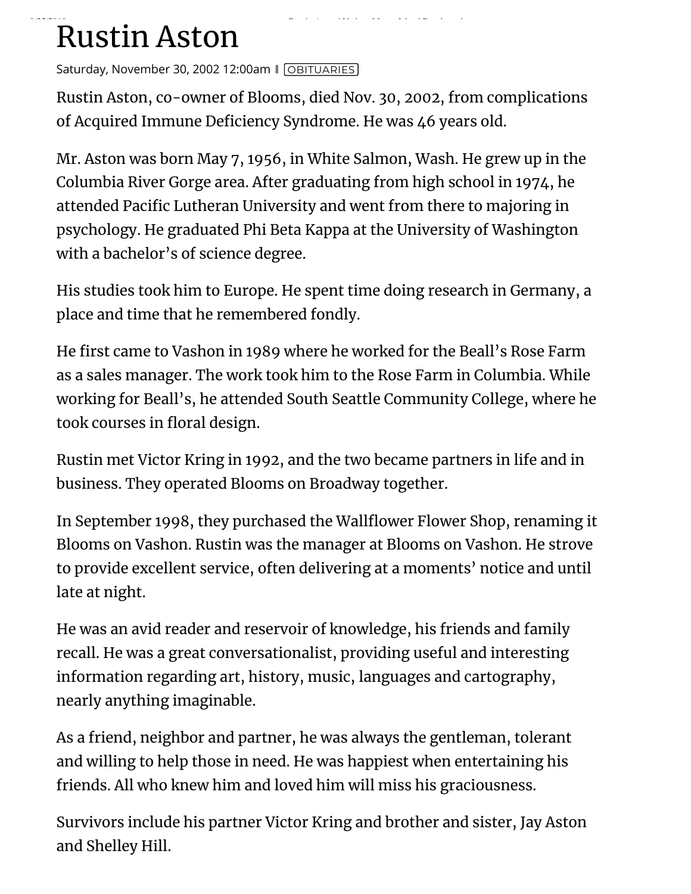# Rustin Aston

Saturday, November 30, 2002 12:00am | OBITUARIES

Rustin Aston, co-owner of Blooms, died Nov. 30, 2002, from complications of Acquired Immune Deficiency Syndrome. He was 46 years old.

Mr. Aston was born May 7, 1956, in White Salmon, Wash. He grew up in the Columbia River Gorge area. After graduating from high school in 1974, he attended Pacific Lutheran University and went from there to majoring in psychology. He graduated Phi Beta Kappa at the University of Washington with a bachelor's of science degree.

His studies took him to Europe. He spent time doing research in Germany, a place and time that he remembered fondly.

He first came to Vashon in 1989 where he worked for the Beall's Rose Farm as a sales manager. The work took him to the Rose Farm in Columbia. While working for Beall's, he attended South Seattle Community College, where he took courses in floral design.

Rustin met Victor Kring in 1992, and the two became partners in life and in business. They operated Blooms on Broadway together.

In September 1998, they purchased the Wallflower Flower Shop, renaming it Blooms on Vashon. Rustin was the manager at Blooms on Vashon. He strove to provide excellent service, often delivering at a moments' notice and until late at night.

He was an avid reader and reservoir of knowledge, his friends and family recall. He was a great conversationalist, providing useful and interesting information regarding art, history, music, languages and cartography, nearly anything imaginable.

As a friend, neighbor and partner, he was always the gentleman, tolerant and willing to help those in need. He was happiest when entertaining his friends. All who knew him and loved him will miss his graciousness.

Survivors include his partner Victor Kring and brother and sister, Jay Aston and Shelley Hill.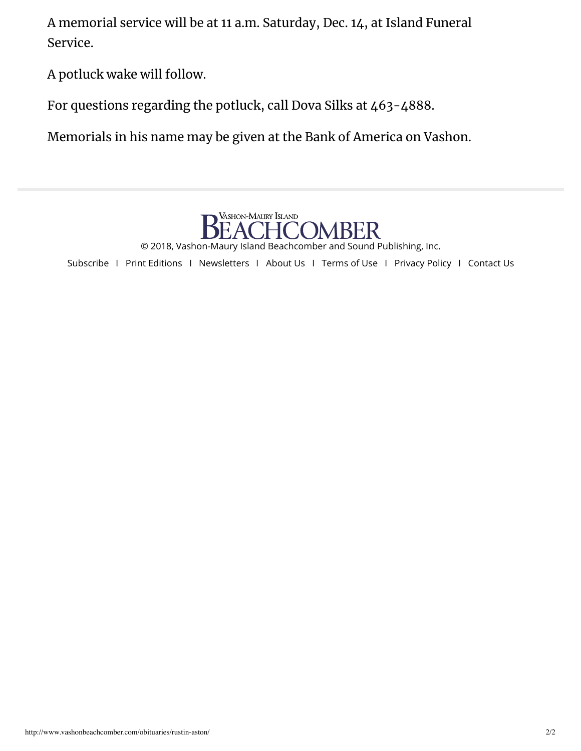A memorial service will be at 11 a.m. Saturday, Dec. 14, at Island Funeral Service.

A potluck wake will follow.

For questions regarding the potluck, call Dova Silks at 463-4888.

Memorials in his name may be given at the Bank of America on Vashon.

---

Vashon-Maury Island BEACHCOMBER

© 2018, Vashon-Maury Island Beachcomber and Sound Publishing, Inc.

Subscribe | Print Editions | Newsletters | About Us | Terms of Use | Privacy Policy | Contact Us